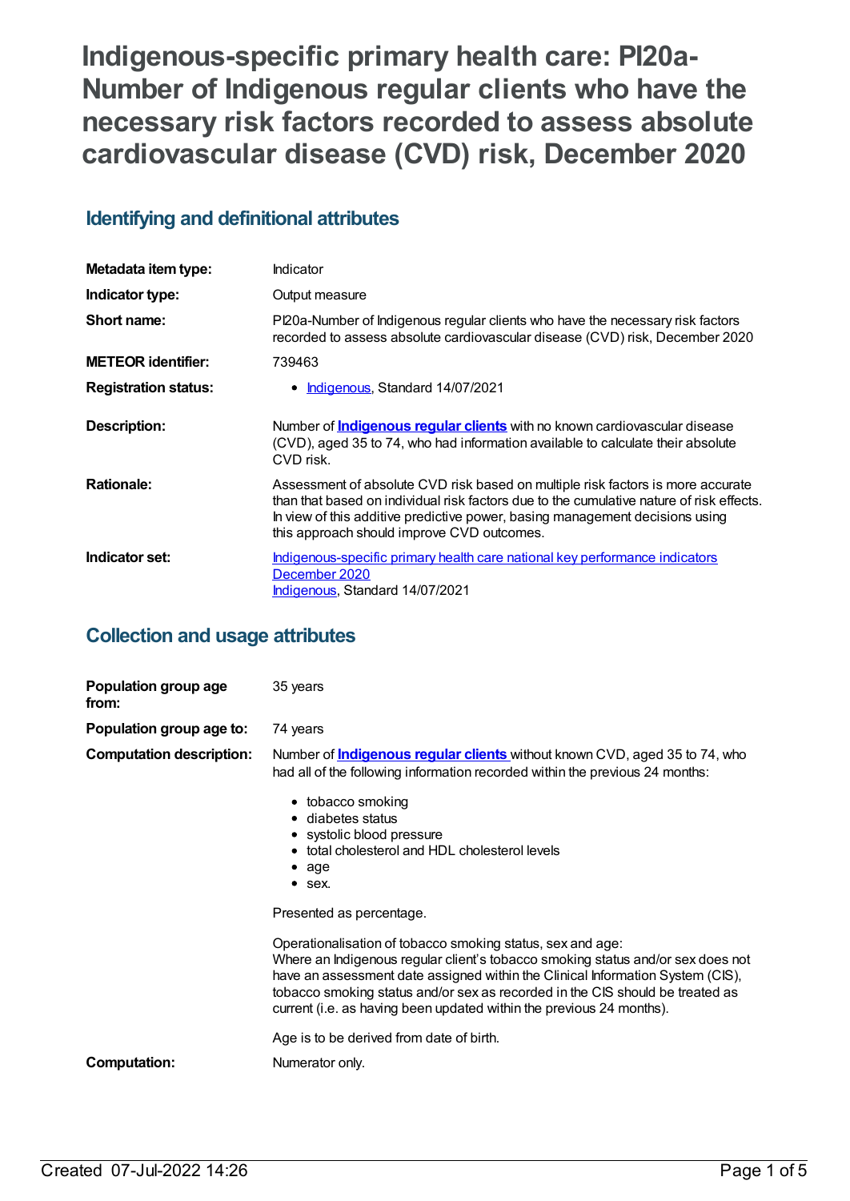# Indigenous-specific primary health care: PI20a-Number of Indigenous regular clients who have the necessary risk factors recorded to assess absolute cardiovascular disease (CVD) risk, December 2020

## Identifying and definitional attributes

| | |
|---|---|
| **Metadata item type:** | Indicator |
| **Indicator type:** | Output measure |
| **Short name:** | PI20a-Number of Indigenous regular clients who have the necessary risk factors recorded to assess absolute cardiovascular disease (CVD) risk, December 2020 |
| **METEOR identifier:** | 739463 |
| **Registration status:** | • Indigenous, Standard 14/07/2021 |
| **Description:** | Number of **Indigenous regular clients** with no known cardiovascular disease (CVD), aged 35 to 74, who had information available to calculate their absolute CVD risk. |
| **Rationale:** | Assessment of absolute CVD risk based on multiple risk factors is more accurate than that based on individual risk factors due to the cumulative nature of risk effects. In view of this additive predictive power, basing management decisions using this approach should improve CVD outcomes. |
| **Indicator set:** | Indigenous-specific primary health care national key performance indicators December 2020<br>Indigenous, Standard 14/07/2021 |

## Collection and usage attributes

**Population group age from:** 35 years

**Population group age to:** 74 years

**Computation description:** Number of **Indigenous regular clients** without known CVD, aged 35 to 74, who had all of the following information recorded within the previous 24 months:

- tobacco smoking
- diabetes status
- systolic blood pressure
- total cholesterol and HDL cholesterol levels
- age
- sex.

Presented as percentage.

Operationalisation of tobacco smoking status, sex and age:
Where an Indigenous regular client's tobacco smoking status and/or sex does not have an assessment date assigned within the Clinical Information System (CIS), tobacco smoking status and/or sex as recorded in the CIS should be treated as current (i.e. as having been updated within the previous 24 months).

Age is to be derived from date of birth.

**Computation:** Numerator only.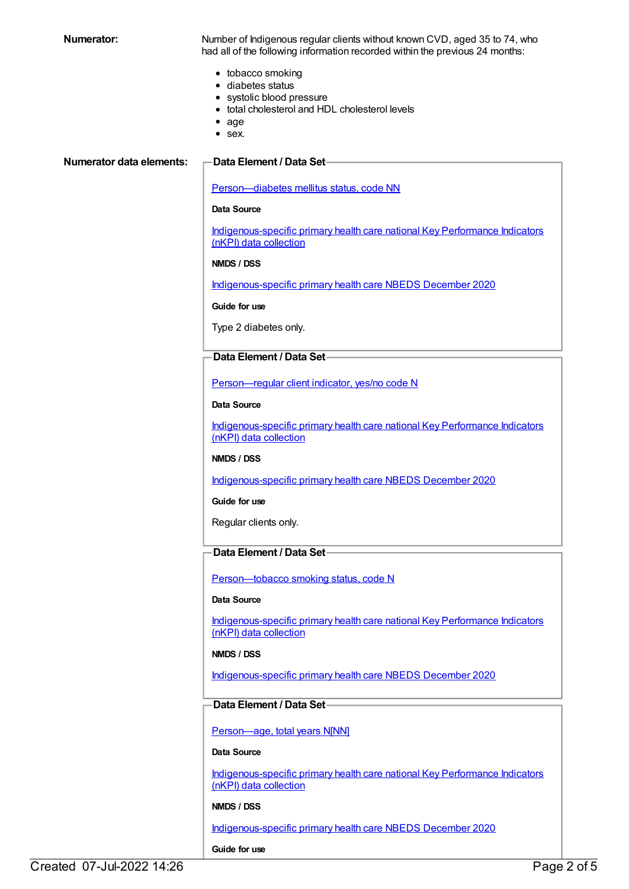**Numerator:**

Number of Indigenous regular clients without known CVD, aged 35 to 74, who had all of the following information recorded within the previous 24 months:

- tobacco smoking
- diabetes status
- systolic blood pressure
- total cholesterol and HDL cholesterol levels
- age
- sex.

**Numerator data elements:**

**Data Element / Data Set**

Person—diabetes mellitus status, code NN

**Data Source**

Indigenous-specific primary health care national Key Performance Indicators (nKPI) data collection

**NMDS / DSS**

Indigenous-specific primary health care NBEDS December 2020

**Guide for use**

Type 2 diabetes only.

**Data Element / Data Set**

Person—regular client indicator, yes/no code N

**Data Source**

Indigenous-specific primary health care national Key Performance Indicators (nKPI) data collection

**NMDS / DSS**

Indigenous-specific primary health care NBEDS December 2020

**Guide for use**

Regular clients only.

**Data Element / Data Set**

Person—tobacco smoking status, code N

**Data Source**

Indigenous-specific primary health care national Key Performance Indicators (nKPI) data collection

**NMDS / DSS**

Indigenous-specific primary health care NBEDS December 2020

**Data Element / Data Set**

Person—age, total years N[NN]

**Data Source**

Indigenous-specific primary health care national Key Performance Indicators (nKPI) data collection

**NMDS / DSS**

Indigenous-specific primary health care NBEDS December 2020

**Guide for use**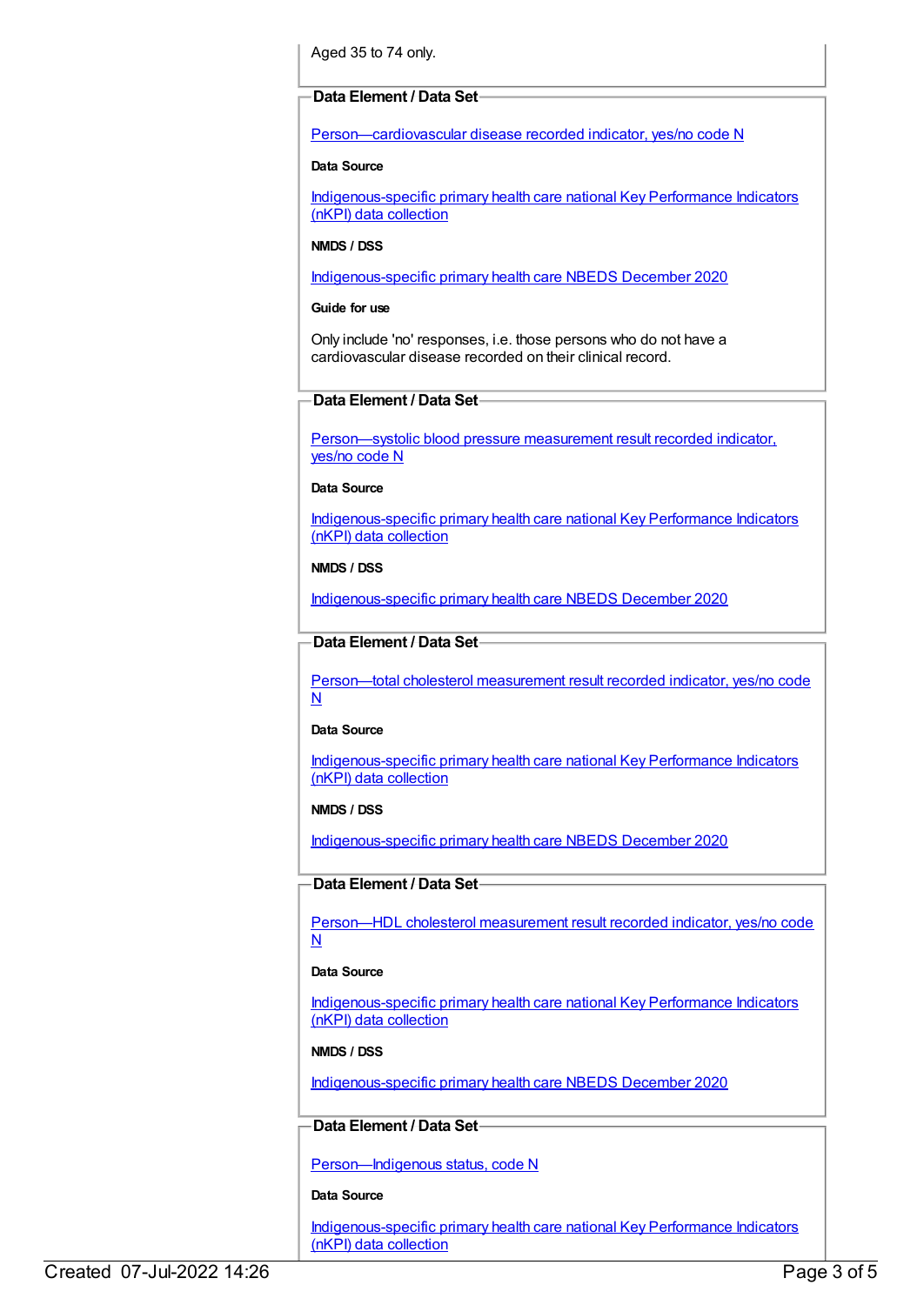Aged 35 to 74 only.

**Data Element / Data Set**

Person—cardiovascular disease recorded indicator, yes/no code N

**Data Source**

Indigenous-specific primary health care national Key Performance Indicators (nKPI) data collection

**NMDS / DSS**

Indigenous-specific primary health care NBEDS December 2020

**Guide for use**

Only include 'no' responses, i.e. those persons who do not have a cardiovascular disease recorded on their clinical record.

**Data Element / Data Set**

Person—systolic blood pressure measurement result recorded indicator, yes/no code N

**Data Source**

Indigenous-specific primary health care national Key Performance Indicators (nKPI) data collection

**NMDS / DSS**

Indigenous-specific primary health care NBEDS December 2020

**Data Element / Data Set**

Person—total cholesterol measurement result recorded indicator, yes/no code N

**Data Source**

Indigenous-specific primary health care national Key Performance Indicators (nKPI) data collection

**NMDS / DSS**

Indigenous-specific primary health care NBEDS December 2020

**Data Element / Data Set**

Person—HDL cholesterol measurement result recorded indicator, yes/no code N

**Data Source**

Indigenous-specific primary health care national Key Performance Indicators (nKPI) data collection

**NMDS / DSS**

Indigenous-specific primary health care NBEDS December 2020

**Data Element / Data Set**

Person—Indigenous status, code N

**Data Source**

Indigenous-specific primary health care national Key Performance Indicators (nKPI) data collection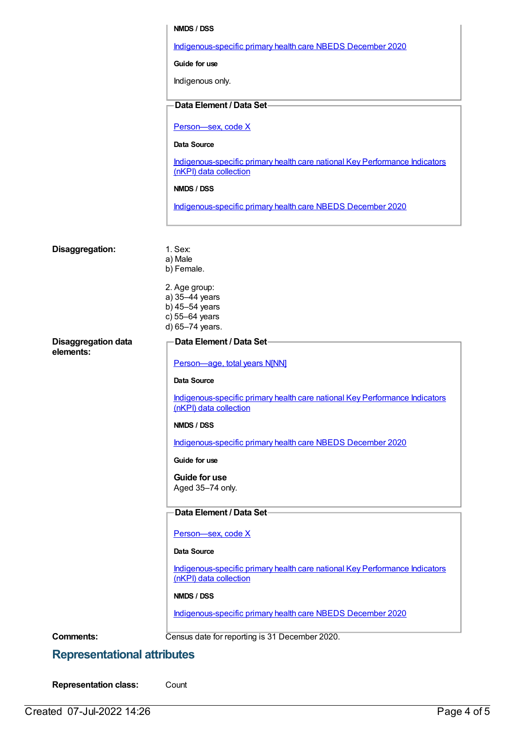**NMDS / DSS**

[Indigenous-specific primary health care NBEDS December 2020](#)

**Guide for use**

Indigenous only.

**Data Element / Data Set**

[Person—sex, code X](#)

**Data Source**

[Indigenous-specific primary health care national Key Performance Indicators (nKPI) data collection](#)

**NMDS / DSS**

[Indigenous-specific primary health care NBEDS December 2020](#)

**Disaggregation:**

1. Sex:
a) Male
b) Female.

2. Age group:
a) 35–44 years
b) 45–54 years
c) 55–64 years
d) 65–74 years.

**Disaggregation data elements:**

**Data Element / Data Set**

[Person—age, total years N[NN]](#)

**Data Source**

[Indigenous-specific primary health care national Key Performance Indicators (nKPI) data collection](#)

**NMDS / DSS**

[Indigenous-specific primary health care NBEDS December 2020](#)

**Guide for use**

**Guide for use**
Aged 35–74 only.

**Data Element / Data Set**

[Person—sex, code X](#)

**Data Source**

[Indigenous-specific primary health care national Key Performance Indicators (nKPI) data collection](#)

**NMDS / DSS**

[Indigenous-specific primary health care NBEDS December 2020](#)

**Comments:** Census date for reporting is 31 December 2020.

## Representational attributes

**Representation class:** Count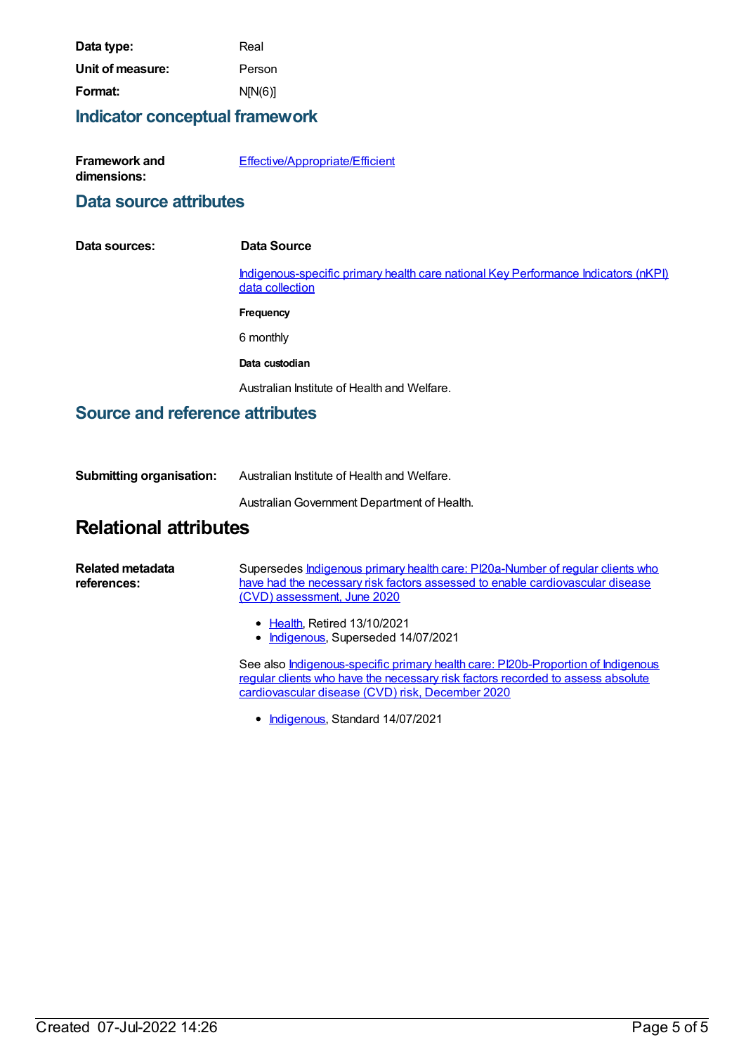**Data type:** Real

**Unit of measure:** Person

**Format:** N[N(6)]

## Indicator conceptual framework

**Framework and dimensions:** Effective/Appropriate/Efficient

## Data source attributes

**Data sources:**

**Data Source**

Indigenous-specific primary health care national Key Performance Indicators (nKPI) data collection

**Frequency**

6 monthly

**Data custodian**

Australian Institute of Health and Welfare.

## Source and reference attributes

**Submitting organisation:** Australian Institute of Health and Welfare.

Australian Government Department of Health.

# Relational attributes

**Related metadata references:**

Supersedes Indigenous primary health care: PI20a-Number of regular clients who have had the necessary risk factors assessed to enable cardiovascular disease (CVD) assessment, June 2020

- Health, Retired 13/10/2021
- Indigenous, Superseded 14/07/2021

See also Indigenous-specific primary health care: PI20b-Proportion of Indigenous regular clients who have the necessary risk factors recorded to assess absolute cardiovascular disease (CVD) risk, December 2020

- Indigenous, Standard 14/07/2021